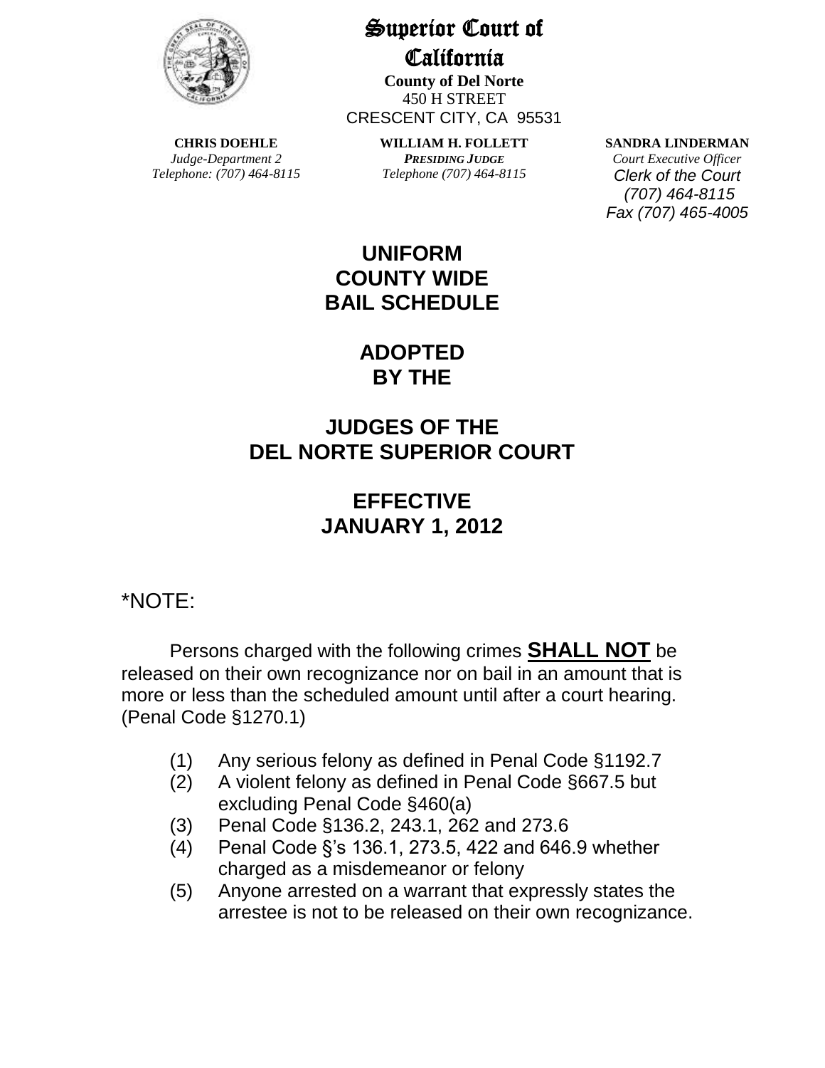# Superior Court of California

**County of Del Norte**
450 H STREET
CRESCENT CITY, CA 95531

**CHRIS DOEHLE**
*Judge-Department 2*
*Telephone: (707) 464-8115*

**WILLIAM H. FOLLETT**
***PRESIDING JUDGE***
*Telephone (707) 464-8115*

**SANDRA LINDERMAN**
*Court Executive Officer*
*Clerk of the Court*
*(707) 464-8115*
*Fax (707) 465-4005*

## UNIFORM COUNTY WIDE BAIL SCHEDULE

## ADOPTED BY THE

## JUDGES OF THE DEL NORTE SUPERIOR COURT

## EFFECTIVE JANUARY 1, 2012

*NOTE:

Persons charged with the following crimes **SHALL NOT** be released on their own recognizance nor on bail in an amount that is more or less than the scheduled amount until after a court hearing. (Penal Code §1270.1)

(1) Any serious felony as defined in Penal Code §1192.7
(2) A violent felony as defined in Penal Code §667.5 but excluding Penal Code §460(a)
(3) Penal Code §136.2, 243.1, 262 and 273.6
(4) Penal Code §'s 136.1, 273.5, 422 and 646.9 whether charged as a misdemeanor or felony
(5) Anyone arrested on a warrant that expressly states the arrestee is not to be released on their own recognizance.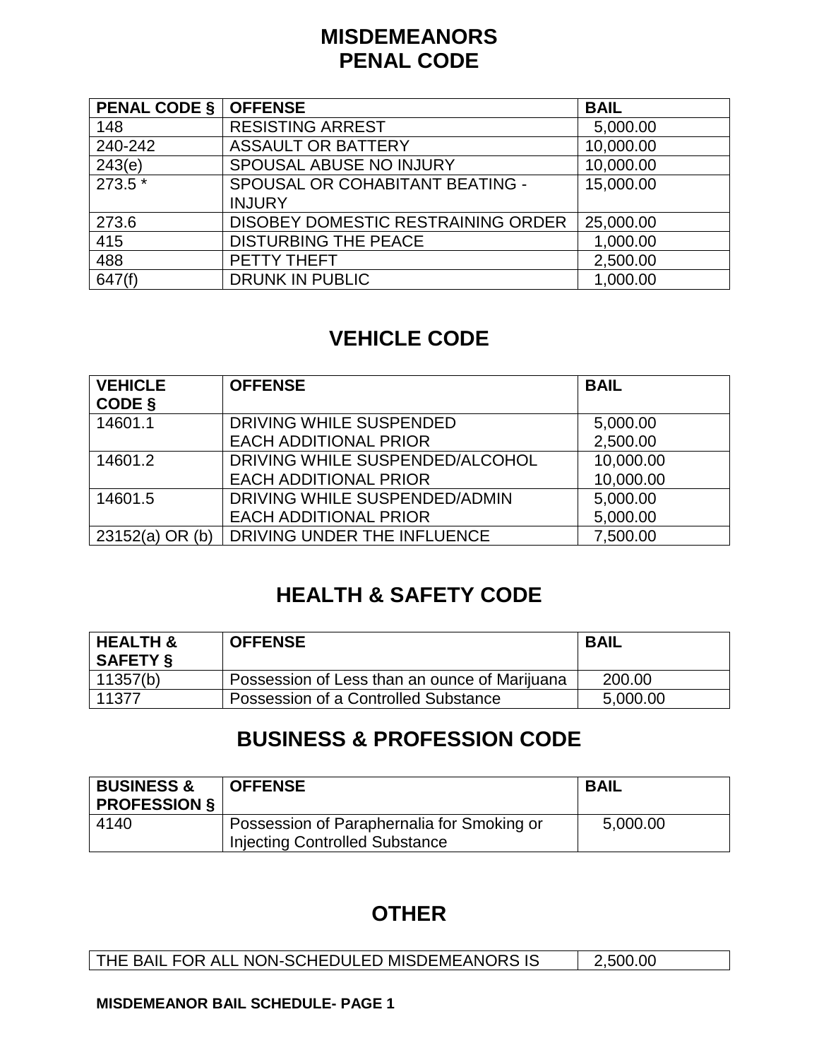# MISDEMEANORS
# PENAL CODE

| PENAL CODE § | OFFENSE | BAIL |
|---|---|---|
| 148 | RESISTING ARREST | 5,000.00 |
| 240-242 | ASSAULT OR BATTERY | 10,000.00 |
| 243(e) | SPOUSAL ABUSE NO INJURY | 10,000.00 |
| 273.5 * | SPOUSAL OR COHABITANT BEATING - INJURY | 15,000.00 |
| 273.6 | DISOBEY DOMESTIC RESTRAINING ORDER | 25,000.00 |
| 415 | DISTURBING THE PEACE | 1,000.00 |
| 488 | PETTY THEFT | 2,500.00 |
| 647(f) | DRUNK IN PUBLIC | 1,000.00 |

## VEHICLE CODE

| VEHICLE CODE § | OFFENSE | BAIL |
|---|---|---|
| 14601.1 | DRIVING WHILE SUSPENDED<br>EACH ADDITIONAL PRIOR | 5,000.00<br>2,500.00 |
| 14601.2 | DRIVING WHILE SUSPENDED/ALCOHOL<br>EACH ADDITIONAL PRIOR | 10,000.00<br>10,000.00 |
| 14601.5 | DRIVING WHILE SUSPENDED/ADMIN<br>EACH ADDITIONAL PRIOR | 5,000.00<br>5,000.00 |
| 23152(a) OR (b) | DRIVING UNDER THE INFLUENCE | 7,500.00 |

## HEALTH & SAFETY CODE

| HEALTH & SAFETY § | OFFENSE | BAIL |
|---|---|---|
| 11357(b) | Possession of Less than an ounce of Marijuana | 200.00 |
| 11377 | Possession of a Controlled Substance | 5,000.00 |

## BUSINESS & PROFESSION CODE

| BUSINESS & PROFESSION § | OFFENSE | BAIL |
|---|---|---|
| 4140 | Possession of Paraphernalia for Smoking or Injecting Controlled Substance | 5,000.00 |

## OTHER

| | |
|---|---|
| THE BAIL FOR ALL NON-SCHEDULED MISDEMEANORS IS | 2,500.00 |

**MISDEMEANOR BAIL SCHEDULE- PAGE 1**